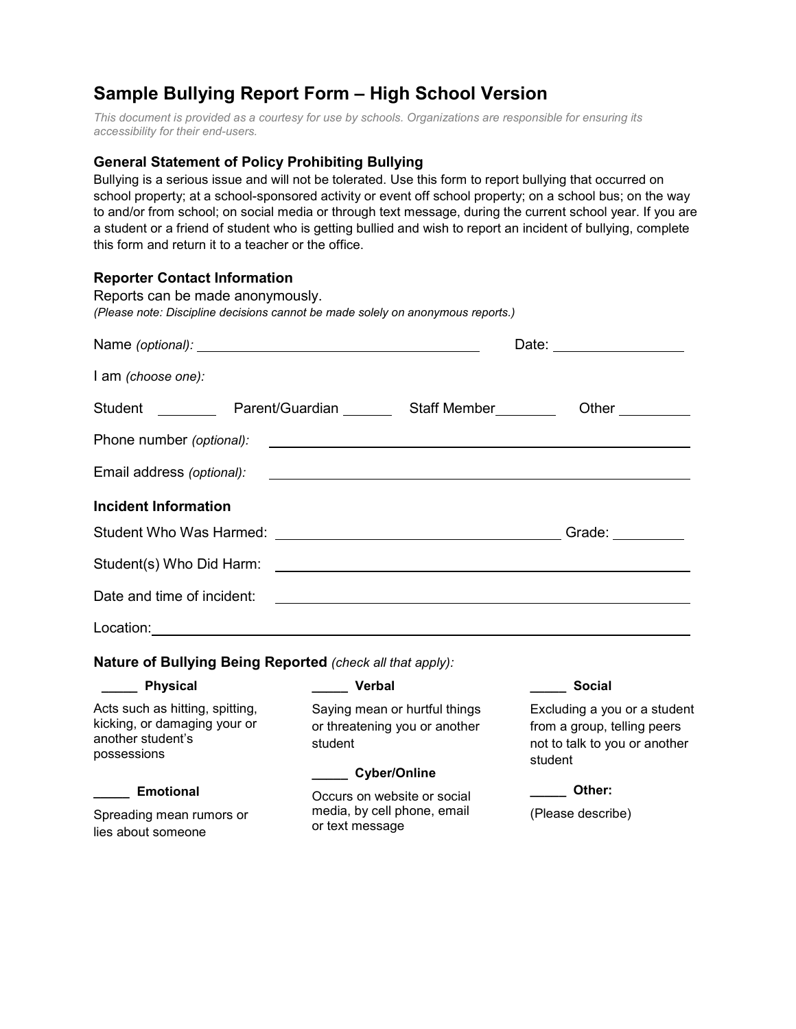# Sample Bullying Report Form – High School Version

*This document is provided as a courtesy for use by schools. Organizations are responsible for ensuring its accessibility for their end-users.*

### General Statement of Policy Prohibiting Bullying

Bullying is a serious issue and will not be tolerated. Use this form to report bullying that occurred on school property; at a school-sponsored activity or event off school property; on a school bus; on the way to and/or from school; on social media or through text message, during the current school year. If you are a student or a friend of student who is getting bullied and wish to report an incident of bullying, complete this form and return it to a teacher or the office.

### Reporter Contact Information

Reports can be made anonymously.

*(Please note: Discipline decisions cannot be made solely on anonymous reports.)*

Name *(optional)*: ______________________________ Date: ______________

I am *(choose one)*:

Student ________ Parent/Guardian _______ Staff Member________ Other _________

Phone number *(optional)*: ______________________________

Email address *(optional)*: ______________________________

### Incident Information

Student Who Was Harmed: ______________________________ Grade: _________

Student(s) Who Did Harm: ______________________________

Date and time of incident: ______________________________

Location: ______________________________

**Nature of Bullying Being Reported** *(check all that apply)*:

_____ **Physical**

Acts such as hitting, spitting, kicking, or damaging your or another student's possessions

_____ **Emotional**

Spreading mean rumors or lies about someone

_____ **Verbal**

Saying mean or hurtful things or threatening you or another student

_____ **Cyber/Online**

Occurs on website or social media, by cell phone, email or text message

_____ **Social**

Excluding a you or a student from a group, telling peers not to talk to you or another student

_____ **Other:**

(Please describe)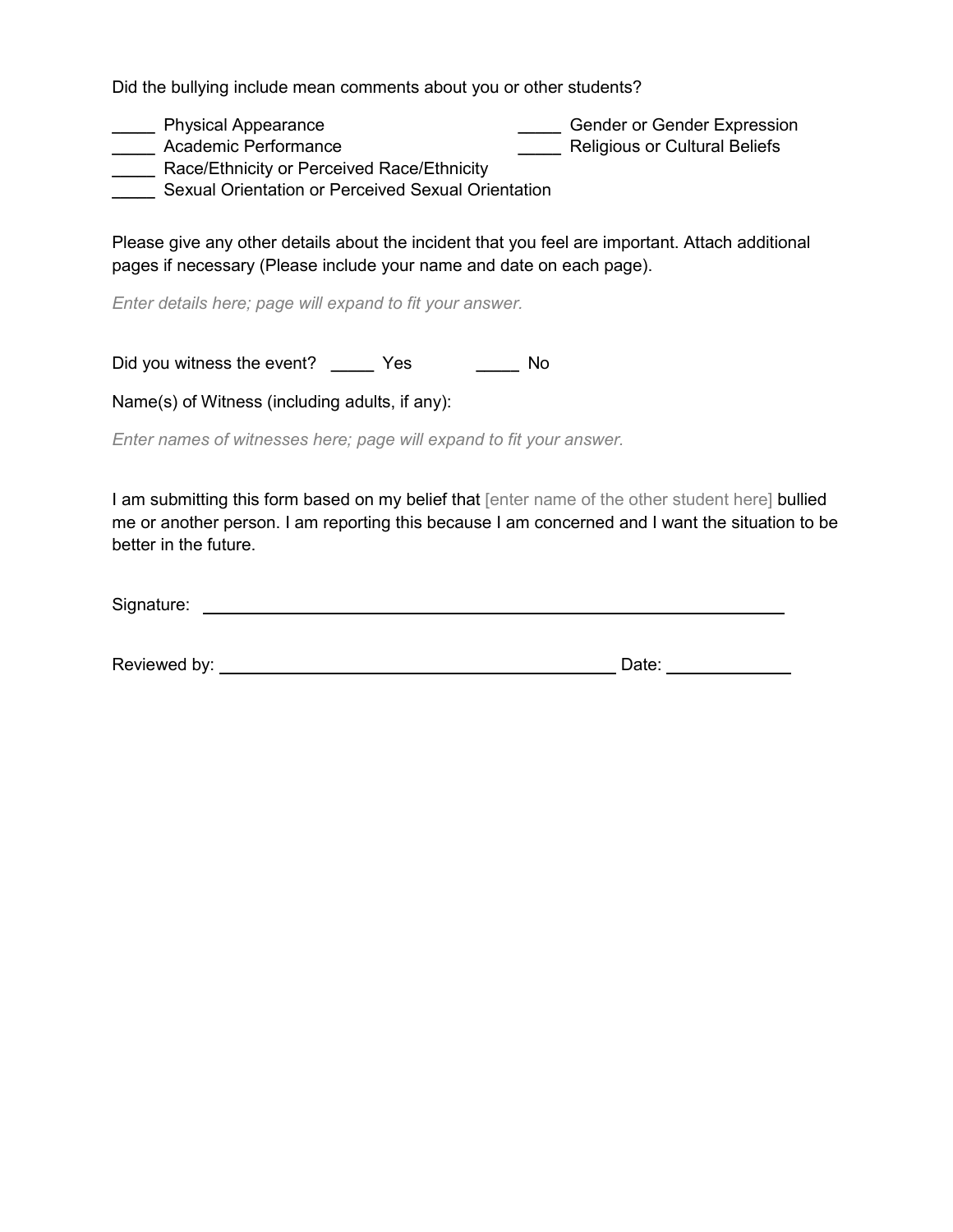Did the bullying include mean comments about you or other students?

_____ Physical Appearance
_____ Academic Performance
_____ Race/Ethnicity or Perceived Race/Ethnicity
_____ Sexual Orientation or Perceived Sexual Orientation
_____ Gender or Gender Expression
_____ Religious or Cultural Beliefs

Please give any other details about the incident that you feel are important. Attach additional pages if necessary (Please include your name and date on each page).

*Enter details here; page will expand to fit your answer.*

Did you witness the event? _____ Yes _____ No

Name(s) of Witness (including adults, if any):

*Enter names of witnesses here; page will expand to fit your answer.*

I am submitting this form based on my belief that [enter name of the other student here] bullied me or another person. I am reporting this because I am concerned and I want the situation to be better in the future.

Signature: ____________________________________________

Reviewed by: ______________________________ Date: __________